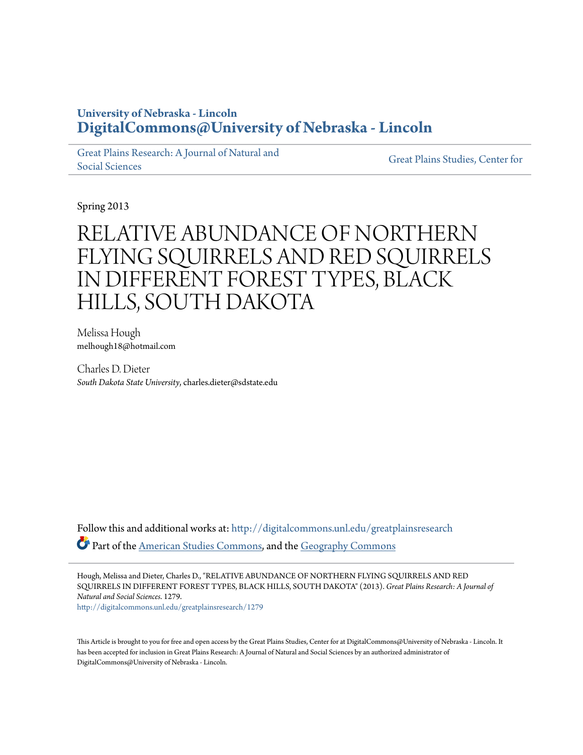**University of Nebraska - Lincoln**
**DigitalCommons@University of Nebraska - Lincoln**

Great Plains Research: A Journal of Natural and Social Sciences | Great Plains Studies, Center for

Spring 2013

# RELATIVE ABUNDANCE OF NORTHERN FLYING SQUIRRELS AND RED SQUIRRELS IN DIFFERENT FOREST TYPES, BLACK HILLS, SOUTH DAKOTA

Melissa Hough
melhough18@hotmail.com

Charles D. Dieter
*South Dakota State University*, charles.dieter@sdstate.edu

Follow this and additional works at: http://digitalcommons.unl.edu/greatplainsresearch

Part of the American Studies Commons, and the Geography Commons

Hough, Melissa and Dieter, Charles D., "RELATIVE ABUNDANCE OF NORTHERN FLYING SQUIRRELS AND RED SQUIRRELS IN DIFFERENT FOREST TYPES, BLACK HILLS, SOUTH DAKOTA" (2013). *Great Plains Research: A Journal of Natural and Social Sciences*. 1279.
http://digitalcommons.unl.edu/greatplainsresearch/1279

This Article is brought to you for free and open access by the Great Plains Studies, Center for at DigitalCommons@University of Nebraska - Lincoln. It has been accepted for inclusion in Great Plains Research: A Journal of Natural and Social Sciences by an authorized administrator of DigitalCommons@University of Nebraska - Lincoln.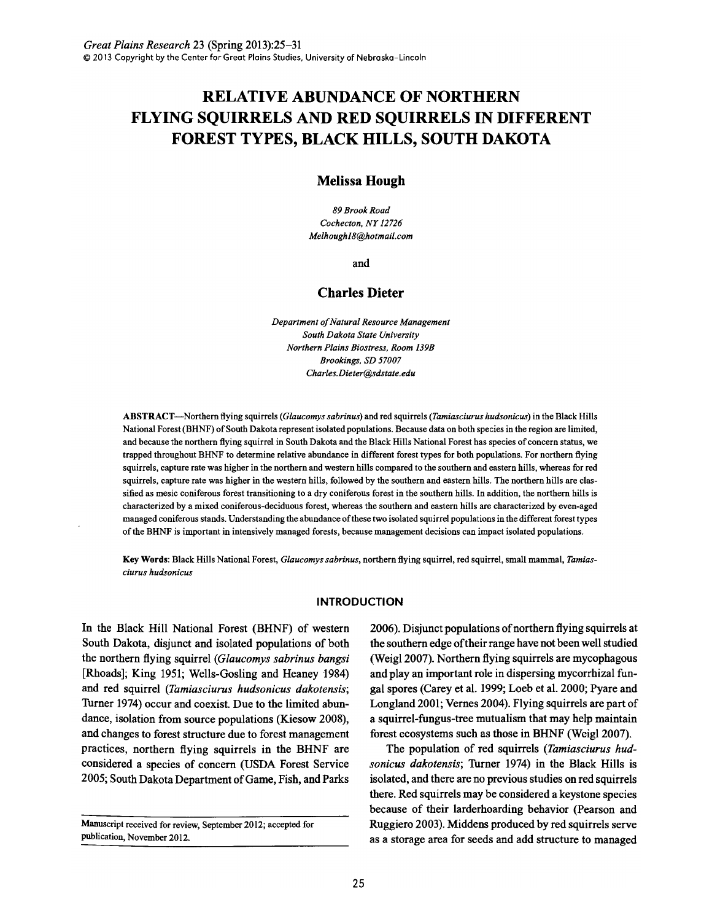# RELATIVE ABUNDANCE OF NORTHERN FLYING SQUIRRELS AND RED SQUIRRELS IN DIFFERENT FOREST TYPES, BLACK HILLS, SOUTH DAKOTA

**Melissa Hough**

*89 Brook Road*
*Cochecton, NY 12726*
*Melhough18@hotmail.com*

and

**Charles Dieter**

*Department of Natural Resource Management*
*South Dakota State University*
*Northern Plains Biostress, Room 139B*
*Brookings, SD 57007*
*Charles.Dieter@sdstate.edu*

**ABSTRACT**—Northern flying squirrels (*Glaucomys sabrinus*) and red squirrels (*Tamiasciurus hudsonicus*) in the Black Hills National Forest (BHNF) of South Dakota represent isolated populations. Because data on both species in the region are limited, and because the northern flying squirrel in South Dakota and the Black Hills National Forest has species of concern status, we trapped throughout BHNF to determine relative abundance in different forest types for both populations. For northern flying squirrels, capture rate was higher in the northern and western hills compared to the southern and eastern hills, whereas for red squirrels, capture rate was higher in the western hills, followed by the southern and eastern hills. The northern hills are classified as mesic coniferous forest transitioning to a dry coniferous forest in the southern hills. In addition, the northern hills is characterized by a mixed coniferous-deciduous forest, whereas the southern and eastern hills are characterized by even-aged managed coniferous stands. Understanding the abundance of these two isolated squirrel populations in the different forest types of the BHNF is important in intensively managed forests, because management decisions can impact isolated populations.

**Key Words**: Black Hills National Forest, *Glaucomys sabrinus*, northern flying squirrel, red squirrel, small mammal, *Tamiasciurus hudsonicus*

## INTRODUCTION

In the Black Hill National Forest (BHNF) of western South Dakota, disjunct and isolated populations of both the northern flying squirrel (*Glaucomys sabrinus bangsi* [Rhoads]; King 1951; Wells-Gosling and Heaney 1984) and red squirrel (*Tamiasciurus hudsonicus dakotensis*; Turner 1974) occur and coexist. Due to the limited abundance, isolation from source populations (Kiesow 2008), and changes to forest structure due to forest management practices, northern flying squirrels in the BHNF are considered a species of concern (USDA Forest Service 2005; South Dakota Department of Game, Fish, and Parks 2006). Disjunct populations of northern flying squirrels at the southern edge of their range have not been well studied (Weigl 2007). Northern flying squirrels are mycophagous and play an important role in dispersing mycorrhizal fungal spores (Carey et al. 1999; Loeb et al. 2000; Pyare and Longland 2001; Vernes 2004). Flying squirrels are part of a squirrel-fungus-tree mutualism that may help maintain forest ecosystems such as those in BHNF (Weigl 2007).

The population of red squirrels (*Tamiasciurus hudsonicus dakotensis*; Turner 1974) in the Black Hills is isolated, and there are no previous studies on red squirrels there. Red squirrels may be considered a keystone species because of their larderhoarding behavior (Pearson and Ruggiero 2003). Middens produced by red squirrels serve as a storage area for seeds and add structure to managed

Manuscript received for review, September 2012; accepted for publication, November 2012.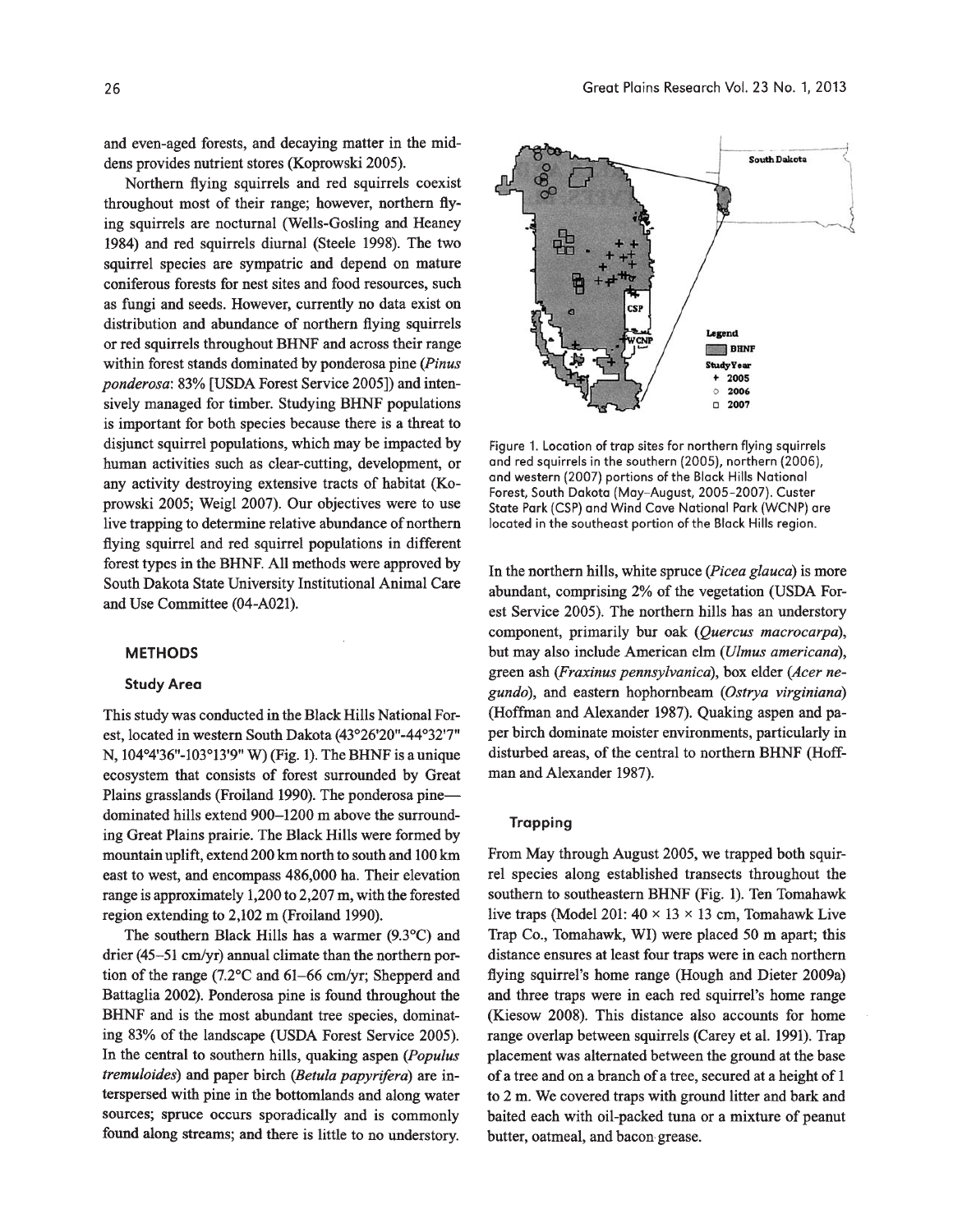and even-aged forests, and decaying matter in the middens provides nutrient stores (Koprowski 2005).

Northern flying squirrels and red squirrels coexist throughout most of their range; however, northern flying squirrels are nocturnal (Wells-Gosling and Heaney 1984) and red squirrels diurnal (Steele 1998). The two squirrel species are sympatric and depend on mature coniferous forests for nest sites and food resources, such as fungi and seeds. However, currently no data exist on distribution and abundance of northern flying squirrels or red squirrels throughout BHNF and across their range within forest stands dominated by ponderosa pine (*Pinus ponderosa*: 83% [USDA Forest Service 2005]) and intensively managed for timber. Studying BHNF populations is important for both species because there is a threat to disjunct squirrel populations, which may be impacted by human activities such as clear-cutting, development, or any activity destroying extensive tracts of habitat (Koprowski 2005; Weigl 2007). Our objectives were to use live trapping to determine relative abundance of northern flying squirrel and red squirrel populations in different forest types in the BHNF. All methods were approved by South Dakota State University Institutional Animal Care and Use Committee (04-A021).

## METHODS

### Study Area

This study was conducted in the Black Hills National Forest, located in western South Dakota (43°26'20"-44°32'7" N, 104°4'36"-103°13'9" W) (Fig. 1). The BHNF is a unique ecosystem that consists of forest surrounded by Great Plains grasslands (Froiland 1990). The ponderosa pine—dominated hills extend 900–1200 m above the surrounding Great Plains prairie. The Black Hills were formed by mountain uplift, extend 200 km north to south and 100 km east to west, and encompass 486,000 ha. Their elevation range is approximately 1,200 to 2,207 m, with the forested region extending to 2,102 m (Froiland 1990).

The southern Black Hills has a warmer (9.3°C) and drier (45–51 cm/yr) annual climate than the northern portion of the range (7.2°C and 61–66 cm/yr; Shepperd and Battaglia 2002). Ponderosa pine is found throughout the BHNF and is the most abundant tree species, dominating 83% of the landscape (USDA Forest Service 2005). In the central to southern hills, quaking aspen (*Populus tremuloides*) and paper birch (*Betula papyrifera*) are interspersed with pine in the bottomlands and along water sources; spruce occurs sporadically and is commonly found along streams; and there is little to no understory.

Figure 1. Location of trap sites for northern flying squirrels and red squirrels in the southern (2005), northern (2006), and western (2007) portions of the Black Hills National Forest, South Dakota (May–August, 2005–2007). Custer State Park (CSP) and Wind Cave National Park (WCNP) are located in the southeast portion of the Black Hills region.

In the northern hills, white spruce (*Picea glauca*) is more abundant, comprising 2% of the vegetation (USDA Forest Service 2005). The northern hills has an understory component, primarily bur oak (*Quercus macrocarpa*), but may also include American elm (*Ulmus americana*), green ash (*Fraxinus pennsylvanica*), box elder (*Acer negundo*), and eastern hophornbeam (*Ostrya virginiana*) (Hoffman and Alexander 1987). Quaking aspen and paper birch dominate moister environments, particularly in disturbed areas, of the central to northern BHNF (Hoffman and Alexander 1987).

### Trapping

From May through August 2005, we trapped both squirrel species along established transects throughout the southern to southeastern BHNF (Fig. 1). Ten Tomahawk live traps (Model 201: 40 × 13 × 13 cm, Tomahawk Live Trap Co., Tomahawk, WI) were placed 50 m apart; this distance ensures at least four traps were in each northern flying squirrel's home range (Hough and Dieter 2009a) and three traps were in each red squirrel's home range (Kiesow 2008). This distance also accounts for home range overlap between squirrels (Carey et al. 1991). Trap placement was alternated between the ground at the base of a tree and on a branch of a tree, secured at a height of 1 to 2 m. We covered traps with ground litter and bark and baited each with oil-packed tuna or a mixture of peanut butter, oatmeal, and bacon grease.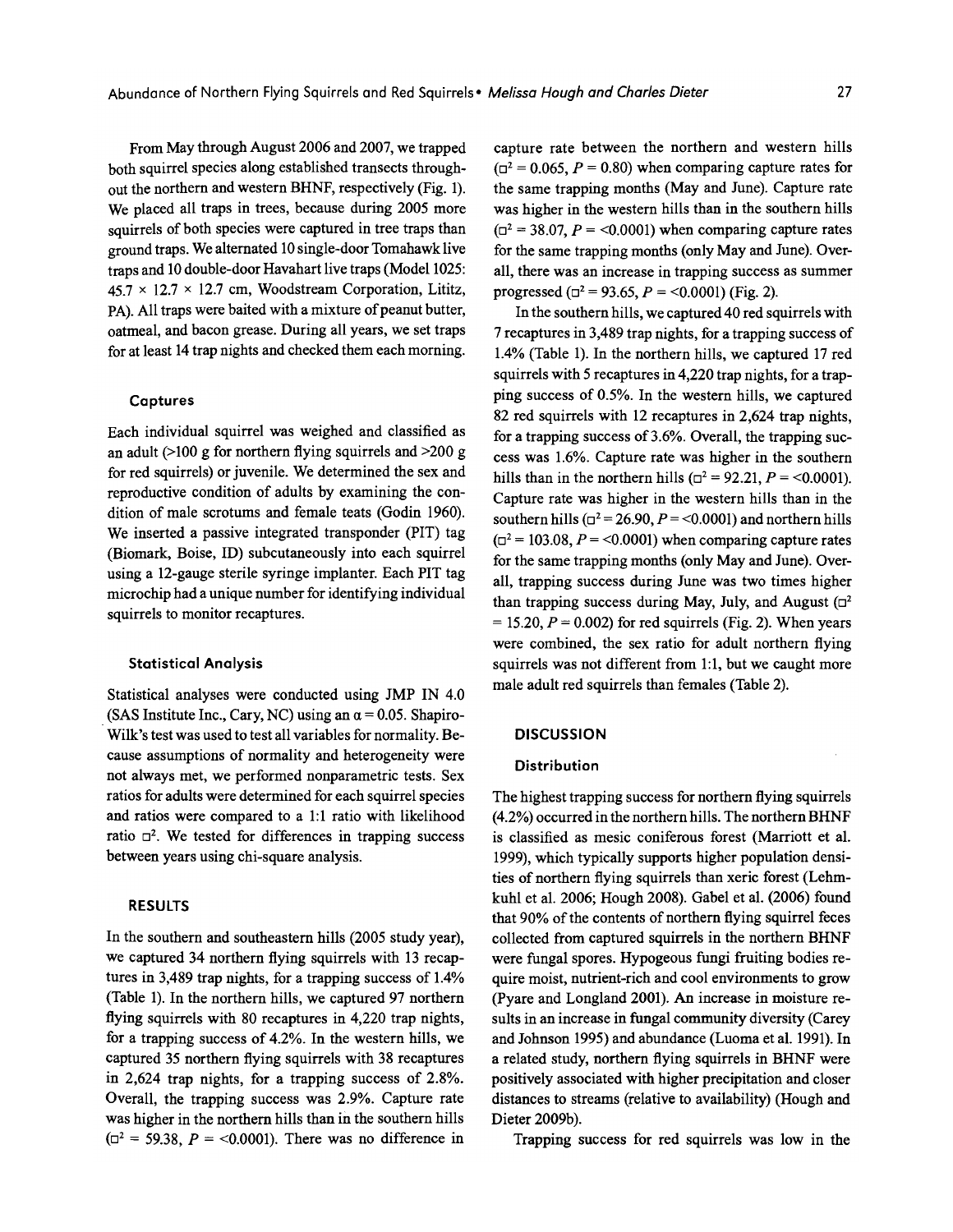From May through August 2006 and 2007, we trapped both squirrel species along established transects throughout the northern and western BHNF, respectively (Fig. 1). We placed all traps in trees, because during 2005 more squirrels of both species were captured in tree traps than ground traps. We alternated 10 single-door Tomahawk live traps and 10 double-door Havahart live traps (Model 1025: 45.7 × 12.7 × 12.7 cm, Woodstream Corporation, Lititz, PA). All traps were baited with a mixture of peanut butter, oatmeal, and bacon grease. During all years, we set traps for at least 14 trap nights and checked them each morning.

### Captures

Each individual squirrel was weighed and classified as an adult (>100 g for northern flying squirrels and >200 g for red squirrels) or juvenile. We determined the sex and reproductive condition of adults by examining the condition of male scrotums and female teats (Godin 1960). We inserted a passive integrated transponder (PIT) tag (Biomark, Boise, ID) subcutaneously into each squirrel using a 12-gauge sterile syringe implanter. Each PIT tag microchip had a unique number for identifying individual squirrels to monitor recaptures.

### Statistical Analysis

Statistical analyses were conducted using JMP IN 4.0 (SAS Institute Inc., Cary, NC) using an $\alpha = 0.05$. Shapiro-Wilk's test was used to test all variables for normality. Because assumptions of normality and heterogeneity were not always met, we performed nonparametric tests. Sex ratios for adults were determined for each squirrel species and ratios were compared to a 1:1 ratio with likelihood ratio $\chi^2$. We tested for differences in trapping success between years using chi-square analysis.

## RESULTS

In the southern and southeastern hills (2005 study year), we captured 34 northern flying squirrels with 13 recaptures in 3,489 trap nights, for a trapping success of 1.4% (Table 1). In the northern hills, we captured 97 northern flying squirrels with 80 recaptures in 4,220 trap nights, for a trapping success of 4.2%. In the western hills, we captured 35 northern flying squirrels with 38 recaptures in 2,624 trap nights, for a trapping success of 2.8%. Overall, the trapping success was 2.9%. Capture rate was higher in the northern hills than in the southern hills ($\chi^2 = 59.38$, $P = <0.0001$). There was no difference in capture rate between the northern and western hills ($\chi^2 = 0.065$, $P = 0.80$) when comparing capture rates for the same trapping months (May and June). Capture rate was higher in the western hills than in the southern hills ($\chi^2 = 38.07$, $P = <0.0001$) when comparing capture rates for the same trapping months (only May and June). Overall, there was an increase in trapping success as summer progressed ($\chi^2 = 93.65$, $P = <0.0001$) (Fig. 2).

In the southern hills, we captured 40 red squirrels with 7 recaptures in 3,489 trap nights, for a trapping success of 1.4% (Table 1). In the northern hills, we captured 17 red squirrels with 5 recaptures in 4,220 trap nights, for a trapping success of 0.5%. In the western hills, we captured 82 red squirrels with 12 recaptures in 2,624 trap nights, for a trapping success of 3.6%. Overall, the trapping success was 1.6%. Capture rate was higher in the southern hills than in the northern hills ($\chi^2 = 92.21$, $P = <0.0001$). Capture rate was higher in the western hills than in the southern hills ($\chi^2 = 26.90$, $P = <0.0001$) and northern hills ($\chi^2 = 103.08$, $P = <0.0001$) when comparing capture rates for the same trapping months (only May and June). Overall, trapping success during June was two times higher than trapping success during May, July, and August ($\chi^2 = 15.20$, $P = 0.002$) for red squirrels (Fig. 2). When years were combined, the sex ratio for adult northern flying squirrels was not different from 1:1, but we caught more male adult red squirrels than females (Table 2).

## DISCUSSION

### Distribution

The highest trapping success for northern flying squirrels (4.2%) occurred in the northern hills. The northern BHNF is classified as mesic coniferous forest (Marriott et al. 1999), which typically supports higher population densities of northern flying squirrels than xeric forest (Lehmkuhl et al. 2006; Hough 2008). Gabel et al. (2006) found that 90% of the contents of northern flying squirrel feces collected from captured squirrels in the northern BHNF were fungal spores. Hypogeous fungi fruiting bodies require moist, nutrient-rich and cool environments to grow (Pyare and Longland 2001). An increase in moisture results in an increase in fungal community diversity (Carey and Johnson 1995) and abundance (Luoma et al. 1991). In a related study, northern flying squirrels in BHNF were positively associated with higher precipitation and closer distances to streams (relative to availability) (Hough and Dieter 2009b).

Trapping success for red squirrels was low in the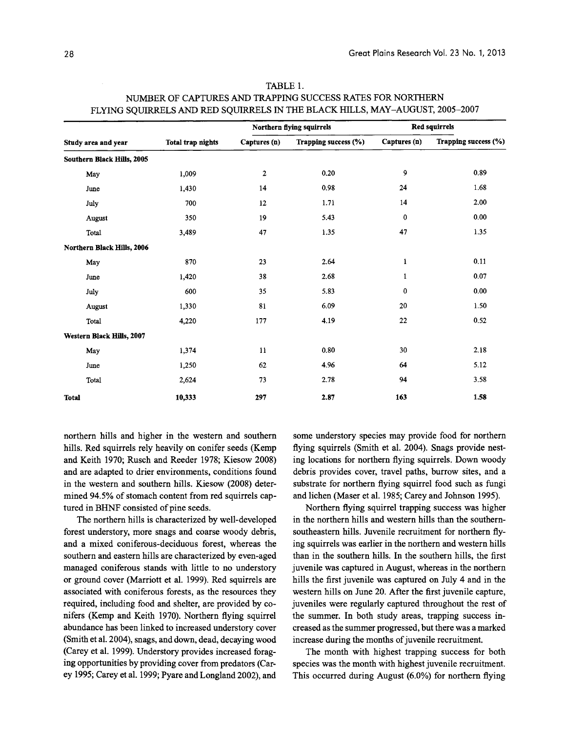TABLE 1.
NUMBER OF CAPTURES AND TRAPPING SUCCESS RATES FOR NORTHERN FLYING SQUIRRELS AND RED SQUIRRELS IN THE BLACK HILLS, MAY–AUGUST, 2005–2007

| | | Northern flying squirrels | | Red squirrels | |
|---|---|---|---|---|---|
| Study area and year | Total trap nights | Captures (n) | Trapping success (%) | Captures (n) | Trapping success (%) |
| **Southern Black Hills, 2005** | | | | | |
| May | 1,009 | 2 | 0.20 | 9 | 0.89 |
| June | 1,430 | 14 | 0.98 | 24 | 1.68 |
| July | 700 | 12 | 1.71 | 14 | 2.00 |
| August | 350 | 19 | 5.43 | 0 | 0.00 |
| Total | 3,489 | 47 | 1.35 | 47 | 1.35 |
| **Northern Black Hills, 2006** | | | | | |
| May | 870 | 23 | 2.64 | 1 | 0.11 |
| June | 1,420 | 38 | 2.68 | 1 | 0.07 |
| July | 600 | 35 | 5.83 | 0 | 0.00 |
| August | 1,330 | 81 | 6.09 | 20 | 1.50 |
| Total | 4,220 | 177 | 4.19 | 22 | 0.52 |
| **Western Black Hills, 2007** | | | | | |
| May | 1,374 | 11 | 0.80 | 30 | 2.18 |
| June | 1,250 | 62 | 4.96 | 64 | 5.12 |
| Total | 2,624 | 73 | 2.78 | 94 | 3.58 |
| **Total** | **10,333** | **297** | **2.87** | **163** | **1.58** |

northern hills and higher in the western and southern hills. Red squirrels rely heavily on conifer seeds (Kemp and Keith 1970; Rusch and Reeder 1978; Kiesow 2008) and are adapted to drier environments, conditions found in the western and southern hills. Kiesow (2008) determined 94.5% of stomach content from red squirrels captured in BHNF consisted of pine seeds.

The northern hills is characterized by well-developed forest understory, more snags and coarse woody debris, and a mixed coniferous-deciduous forest, whereas the southern and eastern hills are characterized by even-aged managed coniferous stands with little to no understory or ground cover (Marriott et al. 1999). Red squirrels are associated with coniferous forests, as the resources they required, including food and shelter, are provided by conifers (Kemp and Keith 1970). Northern flying squirrel abundance has been linked to increased understory cover (Smith et al. 2004), snags, and down, dead, decaying wood (Carey et al. 1999). Understory provides increased foraging opportunities by providing cover from predators (Carey 1995; Carey et al. 1999; Pyare and Longland 2002), and some understory species may provide food for northern flying squirrels (Smith et al. 2004). Snags provide nesting locations for northern flying squirrels. Down woody debris provides cover, travel paths, burrow sites, and a substrate for northern flying squirrel food such as fungi and lichen (Maser et al. 1985; Carey and Johnson 1995).

Northern flying squirrel trapping success was higher in the northern hills and western hills than the southern-southeastern hills. Juvenile recruitment for northern flying squirrels was earlier in the northern and western hills than in the southern hills. In the southern hills, the first juvenile was captured in August, whereas in the northern hills the first juvenile was captured on July 4 and in the western hills on June 20. After the first juvenile capture, juveniles were regularly captured throughout the rest of the summer. In both study areas, trapping success increased as the summer progressed, but there was a marked increase during the months of juvenile recruitment.

The month with highest trapping success for both species was the month with highest juvenile recruitment. This occurred during August (6.0%) for northern flying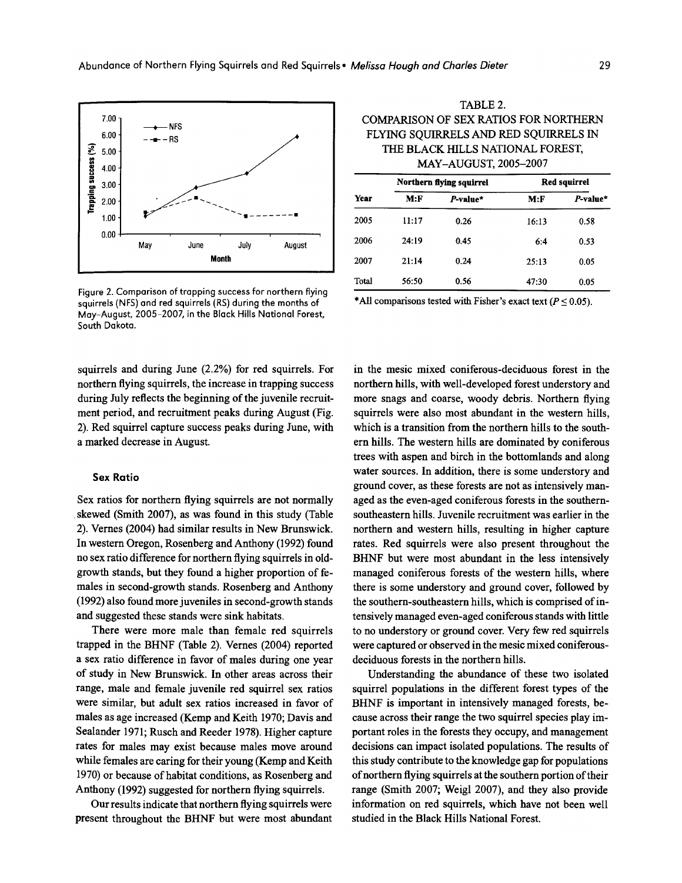Figure 2. Comparison of trapping success for northern flying squirrels (NFS) and red squirrels (RS) during the months of May–August, 2005–2007, in the Black Hills National Forest, South Dakota.

TABLE 2.
COMPARISON OF SEX RATIOS FOR NORTHERN FLYING SQUIRRELS AND RED SQUIRRELS IN THE BLACK HILLS NATIONAL FOREST, MAY–AUGUST, 2005–2007

| | Northern flying squirrel | | Red squirrel | |
|---|---|---|---|---|
| Year | M:F | *P*-value* | M:F | *P*-value* |
| 2005 | 11:17 | 0.26 | 16:13 | 0.58 |
| 2006 | 24:19 | 0.45 | 6:4 | 0.53 |
| 2007 | 21:14 | 0.24 | 25:13 | 0.05 |
| Total | 56:50 | 0.56 | 47:30 | 0.05 |

*All comparisons tested with Fisher's exact text ($P \leq 0.05$).

squirrels and during June (2.2%) for red squirrels. For northern flying squirrels, the increase in trapping success during July reflects the beginning of the juvenile recruitment period, and recruitment peaks during August (Fig. 2). Red squirrel capture success peaks during June, with a marked decrease in August.

### Sex Ratio

Sex ratios for northern flying squirrels are not normally skewed (Smith 2007), as was found in this study (Table 2). Vernes (2004) had similar results in New Brunswick. In western Oregon, Rosenberg and Anthony (1992) found no sex ratio difference for northern flying squirrels in old-growth stands, but they found a higher proportion of females in second-growth stands. Rosenberg and Anthony (1992) also found more juveniles in second-growth stands and suggested these stands were sink habitats.

There were more male than female red squirrels trapped in the BHNF (Table 2). Vernes (2004) reported a sex ratio difference in favor of males during one year of study in New Brunswick. In other areas across their range, male and female juvenile red squirrel sex ratios were similar, but adult sex ratios increased in favor of males as age increased (Kemp and Keith 1970; Davis and Sealander 1971; Rusch and Reeder 1978). Higher capture rates for males may exist because males move around while females are caring for their young (Kemp and Keith 1970) or because of habitat conditions, as Rosenberg and Anthony (1992) suggested for northern flying squirrels.

Our results indicate that northern flying squirrels were present throughout the BHNF but were most abundant in the mesic mixed coniferous-deciduous forest in the northern hills, with well-developed forest understory and more snags and coarse, woody debris. Northern flying squirrels were also most abundant in the western hills, which is a transition from the northern hills to the southern hills. The western hills are dominated by coniferous trees with aspen and birch in the bottomlands and along water sources. In addition, there is some understory and ground cover, as these forests are not as intensively managed as the even-aged coniferous forests in the southern-southeastern hills. Juvenile recruitment was earlier in the northern and western hills, resulting in higher capture rates. Red squirrels were also present throughout the BHNF but were most abundant in the less intensively managed coniferous forests of the western hills, where there is some understory and ground cover, followed by the southern-southeastern hills, which is comprised of intensively managed even-aged coniferous stands with little to no understory or ground cover. Very few red squirrels were captured or observed in the mesic mixed coniferous-deciduous forests in the northern hills.

Understanding the abundance of these two isolated squirrel populations in the different forest types of the BHNF is important in intensively managed forests, because across their range the two squirrel species play important roles in the forests they occupy, and management decisions can impact isolated populations. The results of this study contribute to the knowledge gap for populations of northern flying squirrels at the southern portion of their range (Smith 2007; Weigl 2007), and they also provide information on red squirrels, which have not been well studied in the Black Hills National Forest.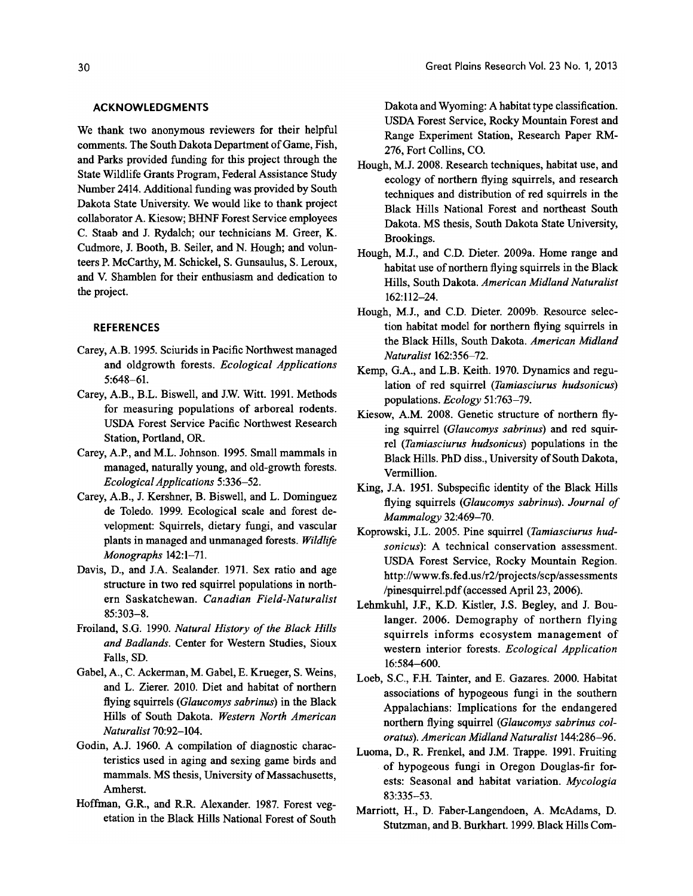## ACKNOWLEDGMENTS

We thank two anonymous reviewers for their helpful comments. The South Dakota Department of Game, Fish, and Parks provided funding for this project through the State Wildlife Grants Program, Federal Assistance Study Number 2414. Additional funding was provided by South Dakota State University. We would like to thank project collaborator A. Kiesow; BHNF Forest Service employees C. Staab and J. Rydalch; our technicians M. Greer, K. Cudmore, J. Booth, B. Seiler, and N. Hough; and volunteers P. McCarthy, M. Schickel, S. Gunsaulus, S. Leroux, and V. Shamblen for their enthusiasm and dedication to the project.

## REFERENCES

Carey, A.B. 1995. Sciurids in Pacific Northwest managed and oldgrowth forests. *Ecological Applications* 5:648–61.

Carey, A.B., B.L. Biswell, and J.W. Witt. 1991. Methods for measuring populations of arboreal rodents. USDA Forest Service Pacific Northwest Research Station, Portland, OR.

Carey, A.P., and M.L. Johnson. 1995. Small mammals in managed, naturally young, and old-growth forests. *Ecological Applications* 5:336–52.

Carey, A.B., J. Kershner, B. Biswell, and L. Dominguez de Toledo. 1999. Ecological scale and forest development: Squirrels, dietary fungi, and vascular plants in managed and unmanaged forests. *Wildlife Monographs* 142:1–71.

Davis, D., and J.A. Sealander. 1971. Sex ratio and age structure in two red squirrel populations in northern Saskatchewan. *Canadian Field-Naturalist* 85:303–8.

Froiland, S.G. 1990. *Natural History of the Black Hills and Badlands*. Center for Western Studies, Sioux Falls, SD.

Gabel, A., C. Ackerman, M. Gabel, E. Krueger, S. Weins, and L. Zierer. 2010. Diet and habitat of northern flying squirrels (*Glaucomys sabrinus*) in the Black Hills of South Dakota. *Western North American Naturalist* 70:92–104.

Godin, A.J. 1960. A compilation of diagnostic characteristics used in aging and sexing game birds and mammals. MS thesis, University of Massachusetts, Amherst.

Hoffman, G.R., and R.R. Alexander. 1987. Forest vegetation in the Black Hills National Forest of South Dakota and Wyoming: A habitat type classification. USDA Forest Service, Rocky Mountain Forest and Range Experiment Station, Research Paper RM-276, Fort Collins, CO.

Hough, M.J. 2008. Research techniques, habitat use, and ecology of northern flying squirrels, and research techniques and distribution of red squirrels in the Black Hills National Forest and northeast South Dakota. MS thesis, South Dakota State University, Brookings.

Hough, M.J., and C.D. Dieter. 2009a. Home range and habitat use of northern flying squirrels in the Black Hills, South Dakota. *American Midland Naturalist* 162:112–24.

Hough, M.J., and C.D. Dieter. 2009b. Resource selection habitat model for northern flying squirrels in the Black Hills, South Dakota. *American Midland Naturalist* 162:356–72.

Kemp, G.A., and L.B. Keith. 1970. Dynamics and regulation of red squirrel (*Tamiasciurus hudsonicus*) populations. *Ecology* 51:763–79.

Kiesow, A.M. 2008. Genetic structure of northern flying squirrel (*Glaucomys sabrinus*) and red squirrel (*Tamiasciurus hudsonicus*) populations in the Black Hills. PhD diss., University of South Dakota, Vermillion.

King, J.A. 1951. Subspecific identity of the Black Hills flying squirrels (*Glaucomys sabrinus*). *Journal of Mammalogy* 32:469–70.

Koprowski, J.L. 2005. Pine squirrel (*Tamiasciurus hudsonicus*): A technical conservation assessment. USDA Forest Service, Rocky Mountain Region. http://www.fs.fed.us/r2/projects/scp/assessments/pinesquirrel.pdf (accessed April 23, 2006).

Lehmkuhl, J.F., K.D. Kistler, J.S. Begley, and J. Boulanger. 2006. Demography of northern flying squirrels informs ecosystem management of western interior forests. *Ecological Application* 16:584–600.

Loeb, S.C., F.H. Tainter, and E. Gazares. 2000. Habitat associations of hypogeous fungi in the southern Appalachians: Implications for the endangered northern flying squirrel (*Glaucomys sabrinus coloratus*). *American Midland Naturalist* 144:286–96.

Luoma, D., R. Frenkel, and J.M. Trappe. 1991. Fruiting of hypogeous fungi in Oregon Douglas-fir forests: Seasonal and habitat variation. *Mycologia* 83:335–53.

Marriott, H., D. Faber-Langendoen, A. McAdams, D. Stutzman, and B. Burkhart. 1999. Black Hills Com-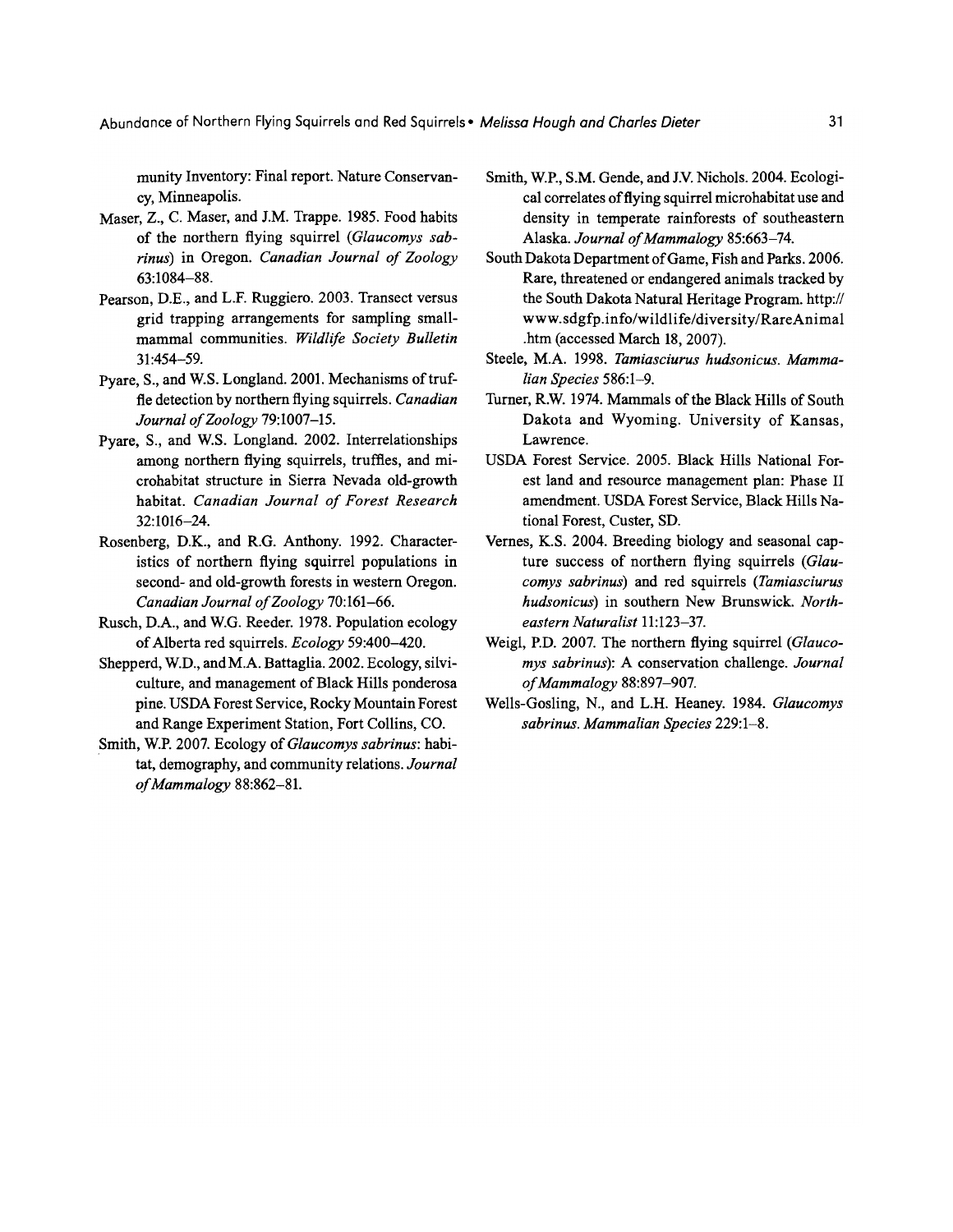munity Inventory: Final report. Nature Conservancy, Minneapolis.

Maser, Z., C. Maser, and J.M. Trappe. 1985. Food habits of the northern flying squirrel (*Glaucomys sabrinus*) in Oregon. *Canadian Journal of Zoology* 63:1084–88.

Pearson, D.E., and L.F. Ruggiero. 2003. Transect versus grid trapping arrangements for sampling small-mammal communities. *Wildlife Society Bulletin* 31:454–59.

Pyare, S., and W.S. Longland. 2001. Mechanisms of truffle detection by northern flying squirrels. *Canadian Journal of Zoology* 79:1007–15.

Pyare, S., and W.S. Longland. 2002. Interrelationships among northern flying squirrels, truffles, and microhabitat structure in Sierra Nevada old-growth habitat. *Canadian Journal of Forest Research* 32:1016–24.

Rosenberg, D.K., and R.G. Anthony. 1992. Characteristics of northern flying squirrel populations in second- and old-growth forests in western Oregon. *Canadian Journal of Zoology* 70:161–66.

Rusch, D.A., and W.G. Reeder. 1978. Population ecology of Alberta red squirrels. *Ecology* 59:400–420.

Shepperd, W.D., and M.A. Battaglia. 2002. Ecology, silviculture, and management of Black Hills ponderosa pine. USDA Forest Service, Rocky Mountain Forest and Range Experiment Station, Fort Collins, CO.

Smith, W.P. 2007. Ecology of *Glaucomys sabrinus*: habitat, demography, and community relations. *Journal of Mammalogy* 88:862–81.

Smith, W.P., S.M. Gende, and J.V. Nichols. 2004. Ecological correlates of flying squirrel microhabitat use and density in temperate rainforests of southeastern Alaska. *Journal of Mammalogy* 85:663–74.

South Dakota Department of Game, Fish and Parks. 2006. Rare, threatened or endangered animals tracked by the South Dakota Natural Heritage Program. http://www.sdgfp.info/wildlife/diversity/RareAnimal.htm (accessed March 18, 2007).

Steele, M.A. 1998. *Tamiasciurus hudsonicus*. *Mammalian Species* 586:1–9.

Turner, R.W. 1974. Mammals of the Black Hills of South Dakota and Wyoming. University of Kansas, Lawrence.

USDA Forest Service. 2005. Black Hills National Forest land and resource management plan: Phase II amendment. USDA Forest Service, Black Hills National Forest, Custer, SD.

Vernes, K.S. 2004. Breeding biology and seasonal capture success of northern flying squirrels (*Glaucomys sabrinus*) and red squirrels (*Tamiasciurus hudsonicus*) in southern New Brunswick. *Northeastern Naturalist* 11:123–37.

Weigl, P.D. 2007. The northern flying squirrel (*Glaucomys sabrinus*): A conservation challenge. *Journal of Mammalogy* 88:897–907.

Wells-Gosling, N., and L.H. Heaney. 1984. *Glaucomys sabrinus*. *Mammalian Species* 229:1–8.